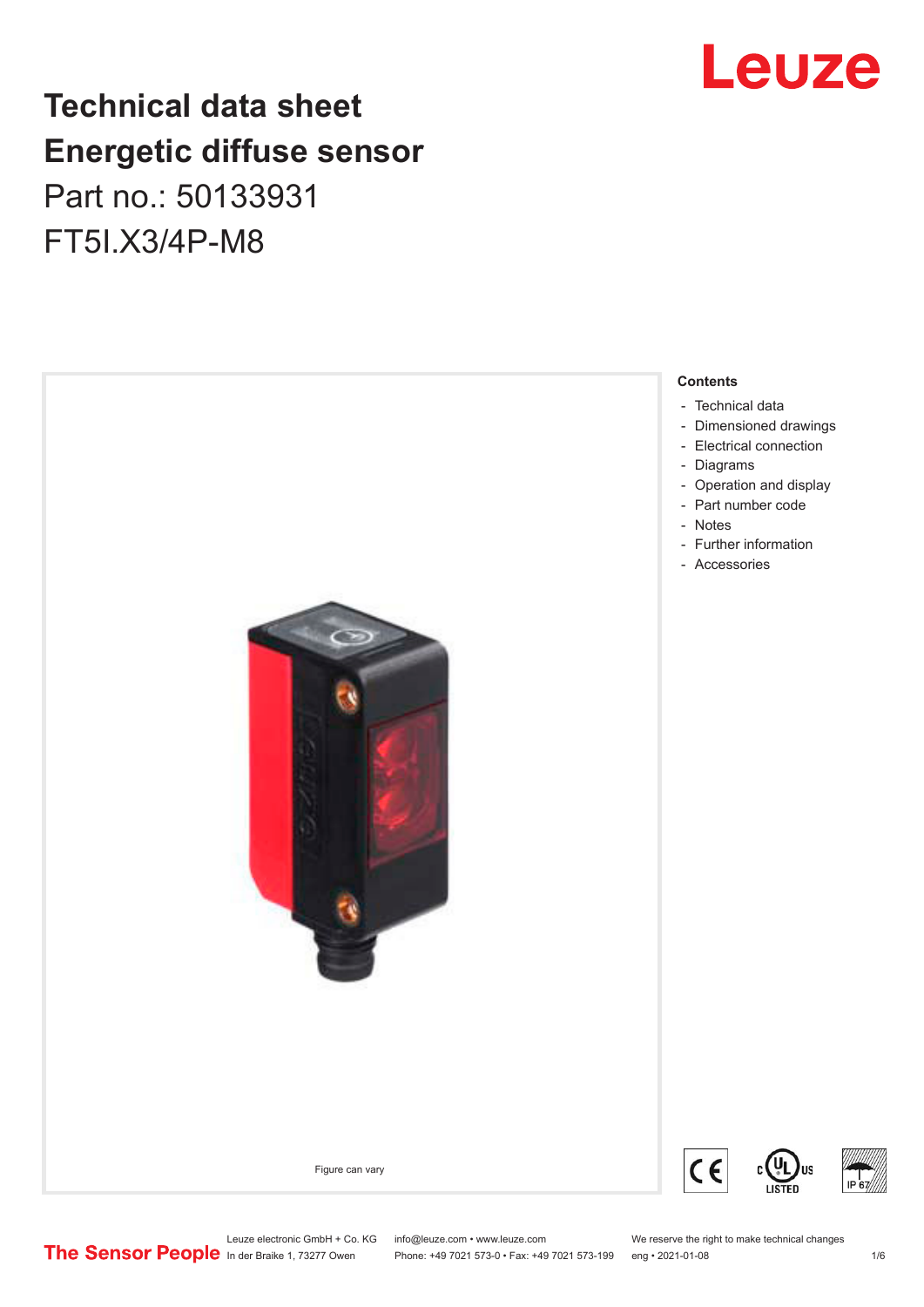# Technical data sheet
# Energetic diffuse sensor
## Part no.: 50133931
## FT5I.X3/4P-M8

Figure can vary

**Contents**

- Technical data
- Dimensioned drawings
- Electrical connection
- Diagrams
- Operation and display
- Part number code
- Notes
- Further information
- Accessories

Leuze electronic GmbH + Co. KG
In der Braike 1, 73277 Owen

info@leuze.com • www.leuze.com
Phone: +49 7021 573-0 • Fax: +49 7021 573-199

We reserve the right to make technical changes
eng • 2021-01-08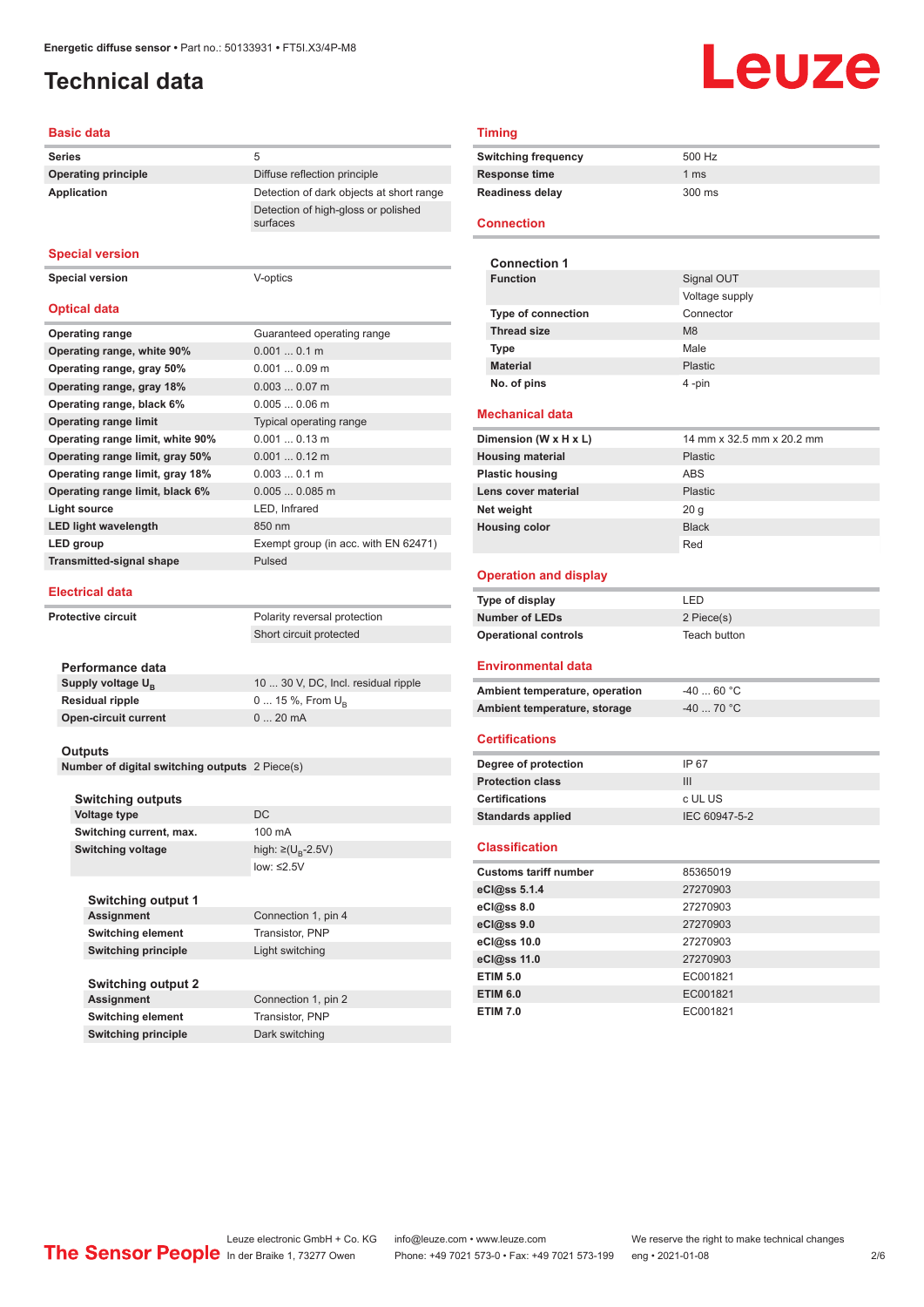Energetic diffuse sensor • Part no.: 50133931 • FT5I.X3/4P-M8

# Technical data

## Basic data

| | |
|---|---|
| Series | 5 |
| Operating principle | Diffuse reflection principle |
| Application | Detection of dark objects at short range |
| | Detection of high-gloss or polished surfaces |

## Special version

| | |
|---|---|
| Special version | V-optics |

## Optical data

| | |
|---|---|
| Operating range | Guaranteed operating range |
| Operating range, white 90% | 0.001 ... 0.1 m |
| Operating range, gray 50% | 0.001 ... 0.09 m |
| Operating range, gray 18% | 0.003 ... 0.07 m |
| Operating range, black 6% | 0.005 ... 0.06 m |
| Operating range limit | Typical operating range |
| Operating range limit, white 90% | 0.001 ... 0.13 m |
| Operating range limit, gray 50% | 0.001 ... 0.12 m |
| Operating range limit, gray 18% | 0.003 ... 0.1 m |
| Operating range limit, black 6% | 0.005 ... 0.085 m |
| Light source | LED, Infrared |
| LED light wavelength | 850 nm |
| LED group | Exempt group (in acc. with EN 62471) |
| Transmitted-signal shape | Pulsed |

## Electrical data

| | |
|---|---|
| Protective circuit | Polarity reversal protection |
| | Short circuit protected |

### Performance data

| | |
|---|---|
| Supply voltage $U_B$ | 10 ... 30 V, DC, Incl. residual ripple |
| Residual ripple | 0 ... 15 %, From $U_B$ |
| Open-circuit current | 0 ... 20 mA |

### Outputs

| | |
|---|---|
| Number of digital switching outputs | 2 Piece(s) |

### Switching outputs

| | |
|---|---|
| Voltage type | DC |
| Switching current, max. | 100 mA |
| Switching voltage | high: ≥($U_B$-2.5V) |
| | low: ≤2.5V |

### Switching output 1

| | |
|---|---|
| Assignment | Connection 1, pin 4 |
| Switching element | Transistor, PNP |
| Switching principle | Light switching |

### Switching output 2

| | |
|---|---|
| Assignment | Connection 1, pin 2 |
| Switching element | Transistor, PNP |
| Switching principle | Dark switching |

## Timing

| | |
|---|---|
| Switching frequency | 500 Hz |
| Response time | 1 ms |
| Readiness delay | 300 ms |

## Connection

### Connection 1

| | |
|---|---|
| Function | Signal OUT |
| | Voltage supply |
| Type of connection | Connector |
| Thread size | M8 |
| Type | Male |
| Material | Plastic |
| No. of pins | 4 -pin |

## Mechanical data

| | |
|---|---|
| Dimension (W x H x L) | 14 mm x 32.5 mm x 20.2 mm |
| Housing material | Plastic |
| Plastic housing | ABS |
| Lens cover material | Plastic |
| Net weight | 20 g |
| Housing color | Black |
| | Red |

## Operation and display

| | |
|---|---|
| Type of display | LED |
| Number of LEDs | 2 Piece(s) |
| Operational controls | Teach button |

## Environmental data

| | |
|---|---|
| Ambient temperature, operation | -40 ... 60 °C |
| Ambient temperature, storage | -40 ... 70 °C |

## Certifications

| | |
|---|---|
| Degree of protection | IP 67 |
| Protection class | III |
| Certifications | c UL US |
| Standards applied | IEC 60947-5-2 |

## Classification

| | |
|---|---|
| Customs tariff number | 85365019 |
| eCl@ss 5.1.4 | 27270903 |
| eCl@ss 8.0 | 27270903 |
| eCl@ss 9.0 | 27270903 |
| eCl@ss 10.0 | 27270903 |
| eCl@ss 11.0 | 27270903 |
| ETIM 5.0 | EC001821 |
| ETIM 6.0 | EC001821 |
| ETIM 7.0 | EC001821 |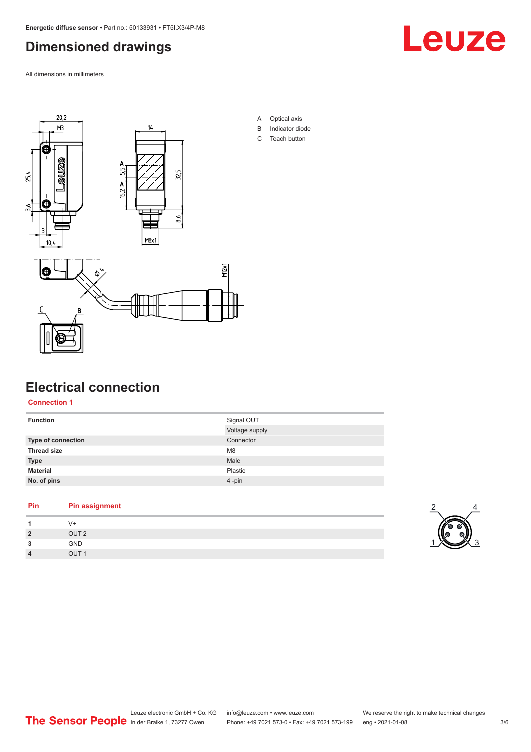# Dimensioned drawings

All dimensions in millimeters

A Optical axis
B Indicator diode
C Teach button

# Electrical connection

## Connection 1

| | |
|---|---|
| **Function** | Signal OUT |
| | Voltage supply |
| **Type of connection** | Connector |
| **Thread size** | M8 |
| **Type** | Male |
| **Material** | Plastic |
| **No. of pins** | 4 -pin |

| Pin | Pin assignment |
|---|---|
| **1** | V+ |
| **2** | OUT 2 |
| **3** | GND |
| **4** | OUT 1 |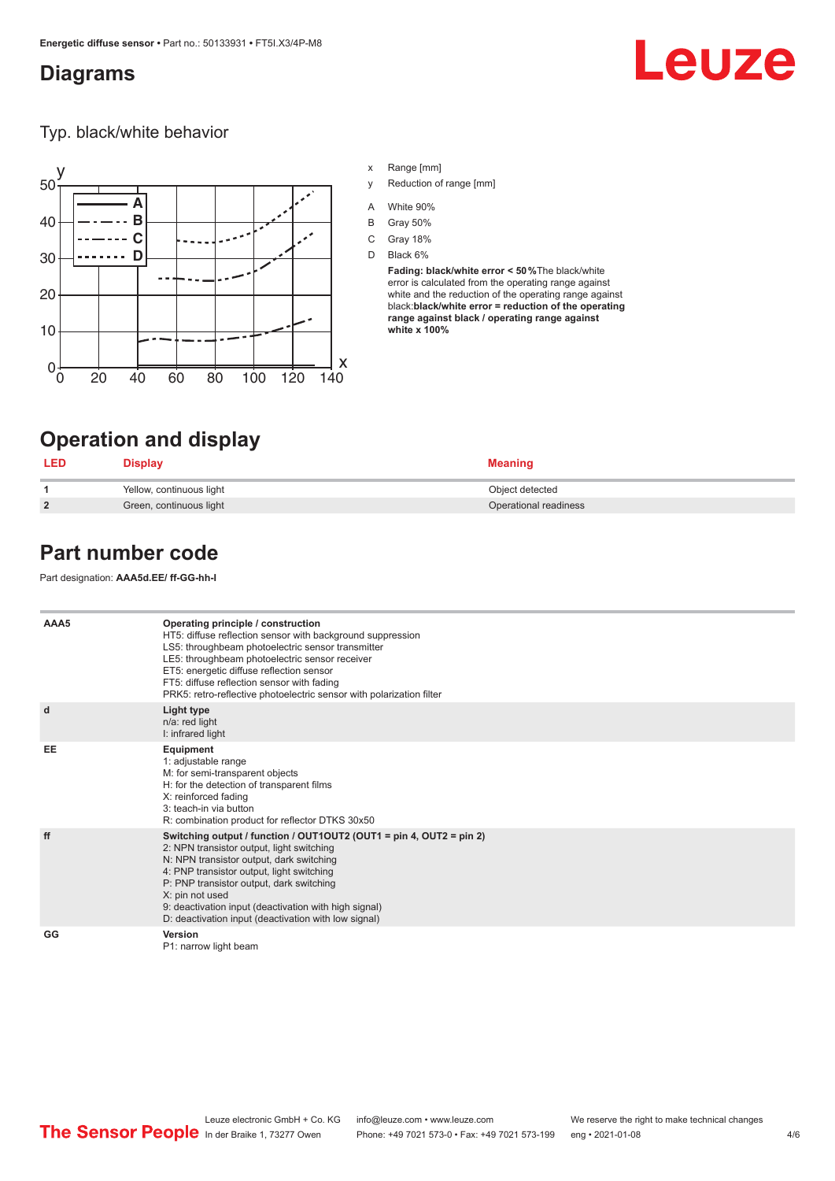## Diagrams

### Typ. black/white behavior

x Range [mm]

y Reduction of range [mm]

A White 90%

B Gray 50%

C Gray 18%

D Black 6%

**Fading: black/white error < 50 %**The black/white error is calculated from the operating range against white and the reduction of range against black:**black/white error = reduction of the operating range against black / operating range against white x 100%**

## Operation and display

| LED | Display | Meaning |
|---|---|---|
| 1 | Yellow, continuous light | Object detected |
| 2 | Green, continuous light | Operational readiness |

## Part number code

Part designation: **AAA5d.EE/ ff-GG-hh-I**

| | |
|---|---|
| AAA5 | **Operating principle / construction**<br>HT5: diffuse reflection sensor with background suppression<br>LS5: throughbeam photoelectric sensor transmitter<br>LE5: throughbeam photoelectric sensor receiver<br>ET5: energetic diffuse reflection sensor<br>FT5: diffuse reflection sensor with fading<br>PRK5: retro-reflective photoelectric sensor with polarization filter |
| d | **Light type**<br>n/a: red light<br>I: infrared light |
| EE | **Equipment**<br>1: adjustable range<br>M: for semi-transparent objects<br>H: for the detection of transparent films<br>X: reinforced fading<br>3: teach-in via button<br>R: combination product for reflector DTKS 30x50 |
| ff | **Switching output / function / OUT1OUT2 (OUT1 = pin 4, OUT2 = pin 2)**<br>2: NPN transistor output, light switching<br>N: NPN transistor output, dark switching<br>4: PNP transistor output, light switching<br>P: PNP transistor output, dark switching<br>X: pin not used<br>9: deactivation input (deactivation with high signal)<br>D: deactivation input (deactivation with low signal) |
| GG | **Version**<br>P1: narrow light beam |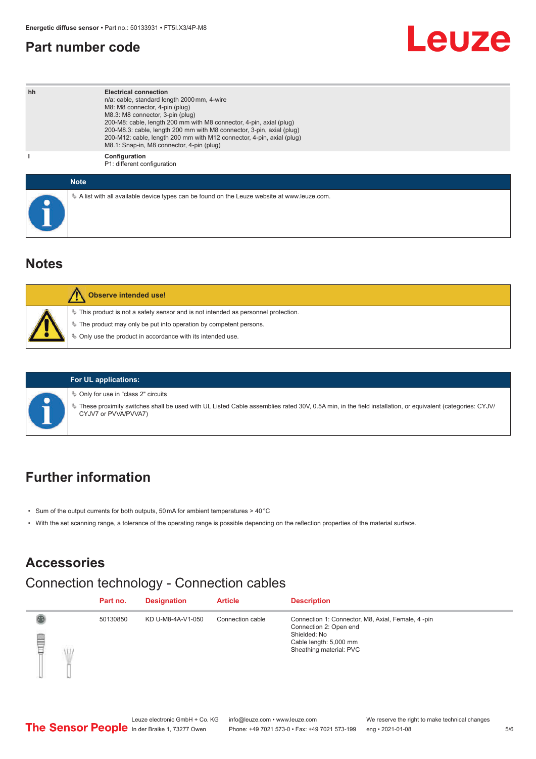## Part number code

| | |
|---|---|
| hh | **Electrical connection**<br>n/a: cable, standard length 2000 mm, 4-wire<br>M8: M8 connector, 4-pin (plug)<br>M8.3: M8 connector, 3-pin (plug)<br>200-M8: cable, length 200 mm with M8 connector, 4-pin, axial (plug)<br>200-M8.3: cable, length 200 mm with M8 connector, 3-pin, axial (plug)<br>200-M12: cable, length 200 mm with M12 connector, 4-pin, axial (plug)<br>M8.1: Snap-in, M8 connector, 4-pin (plug) |
| I | **Configuration**<br>P1: different configuration |

**Note**

- A list with all available device types can be found on the Leuze website at www.leuze.com.

## Notes

**Observe intended use!**

- This product is not a safety sensor and is not intended as personnel protection.
- The product may only be put into operation by competent persons.
- Only use the product in accordance with its intended use.

**For UL applications:**

- Only for use in "class 2" circuits
- These proximity switches shall be used with UL Listed Cable assemblies rated 30V, 0.5A min, in the field installation, or equivalent (categories: CYJV/CYJV7 or PVVA/PVVA7)

## Further information

- Sum of the output currents for both outputs, 50 mA for ambient temperatures > 40 °C
- With the set scanning range, a tolerance of the operating range is possible depending on the reflection properties of the material surface.

## Accessories

### Connection technology - Connection cables

| | Part no. | Designation | Article | Description |
|---|---|---|---|---|
| | 50130850 | KD U-M8-4A-V1-050 | Connection cable | Connection 1: Connector, M8, Axial, Female, 4 -pin<br>Connection 2: Open end<br>Shielded: No<br>Cable length: 5,000 mm<br>Sheathing material: PVC |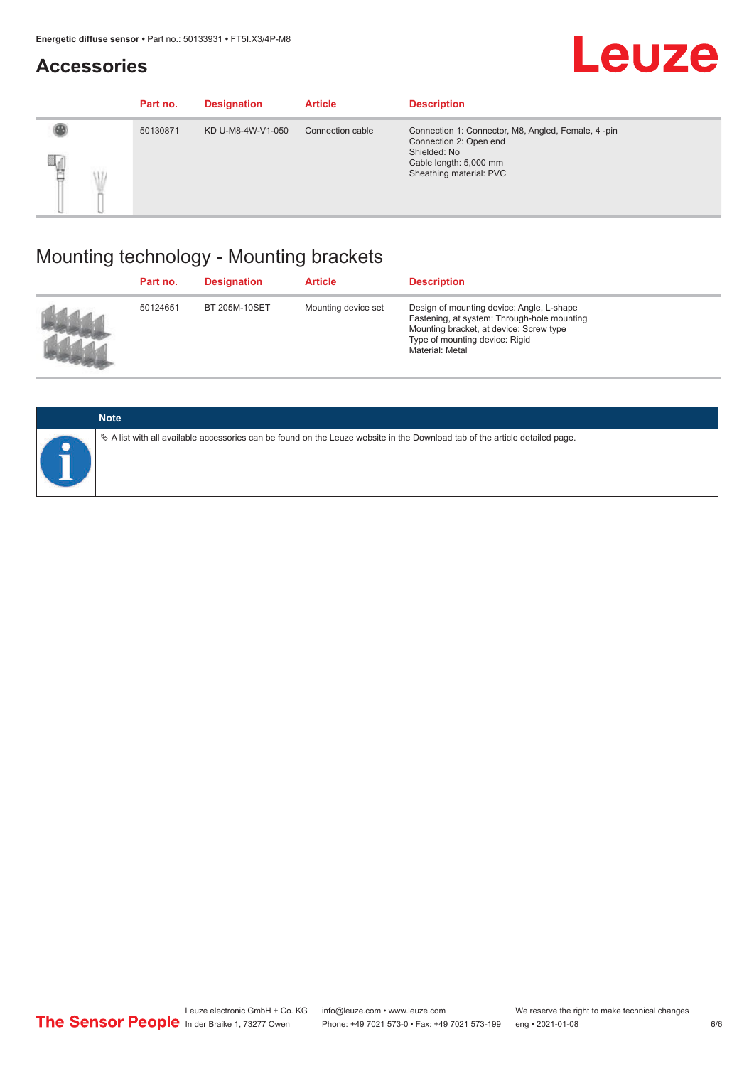## Accessories

| | Part no. | Designation | Article | Description |
|---|---|---|---|---|
| | 50130871 | KD U-M8-4W-V1-050 | Connection cable | Connection 1: Connector, M8, Angled, Female, 4 -pin<br>Connection 2: Open end<br>Shielded: No<br>Cable length: 5,000 mm<br>Sheathing material: PVC |

## Mounting technology - Mounting brackets

| | Part no. | Designation | Article | Description |
|---|---|---|---|---|
| | 50124651 | BT 205M-10SET | Mounting device set | Design of mounting device: Angle, L-shape<br>Fastening, at system: Through-hole mounting<br>Mounting bracket, at device: Screw type<br>Type of mounting device: Rigid<br>Material: Metal |

**Note**

↳ A list with all available accessories can be found on the Leuze website in the Download tab of the article detailed page.